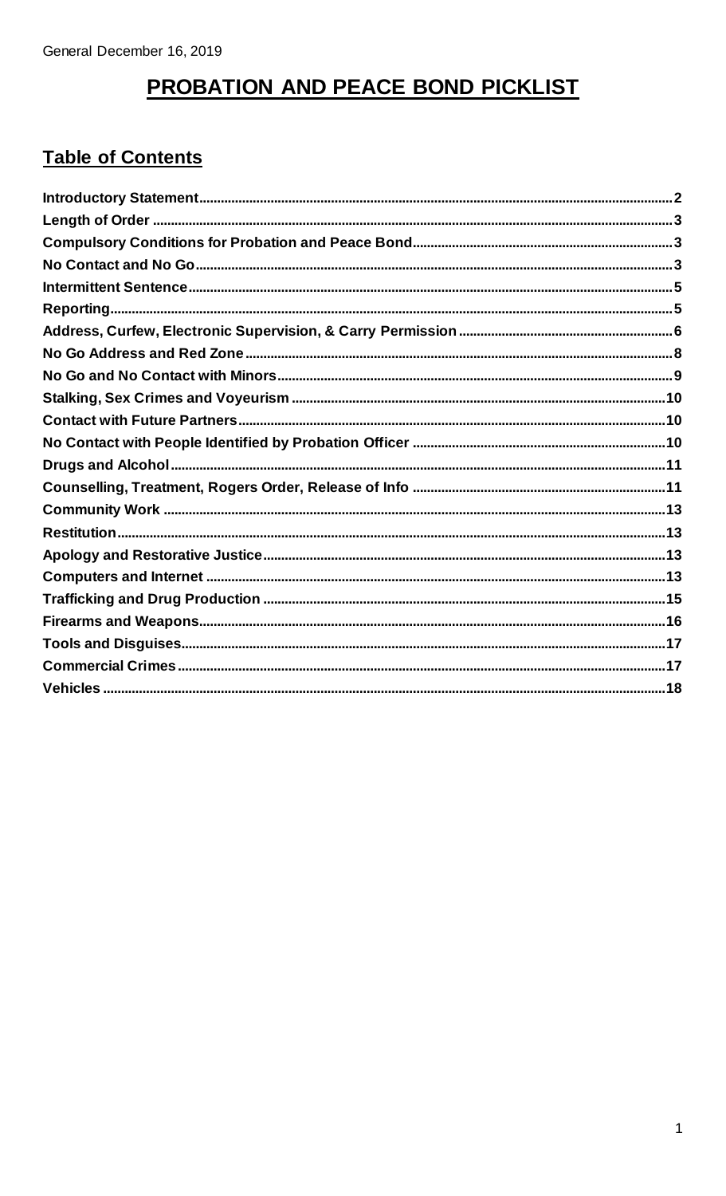General December 16, 2019

# PROBATION AND PEACE BOND PICKLIST

## Table of Contents

| Section | Page |
|---|---|
| **Introductory Statement** | 2 |
| **Length of Order** | 3 |
| **Compulsory Conditions for Probation and Peace Bond** | 3 |
| **No Contact and No Go** | 3 |
| **Intermittent Sentence** | 5 |
| **Reporting** | 5 |
| **Address, Curfew, Electronic Supervision, & Carry Permission** | 6 |
| **No Go Address and Red Zone** | 8 |
| **No Go and No Contact with Minors** | 9 |
| **Stalking, Sex Crimes and Voyeurism** | 10 |
| **Contact with Future Partners** | 10 |
| **No Contact with People Identified by Probation Officer** | 10 |
| **Drugs and Alcohol** | 11 |
| **Counselling, Treatment, Rogers Order, Release of Info** | 11 |
| **Community Work** | 13 |
| **Restitution** | 13 |
| **Apology and Restorative Justice** | 13 |
| **Computers and Internet** | 13 |
| **Trafficking and Drug Production** | 15 |
| **Firearms and Weapons** | 16 |
| **Tools and Disguises** | 17 |
| **Commercial Crimes** | 17 |
| **Vehicles** | 18 |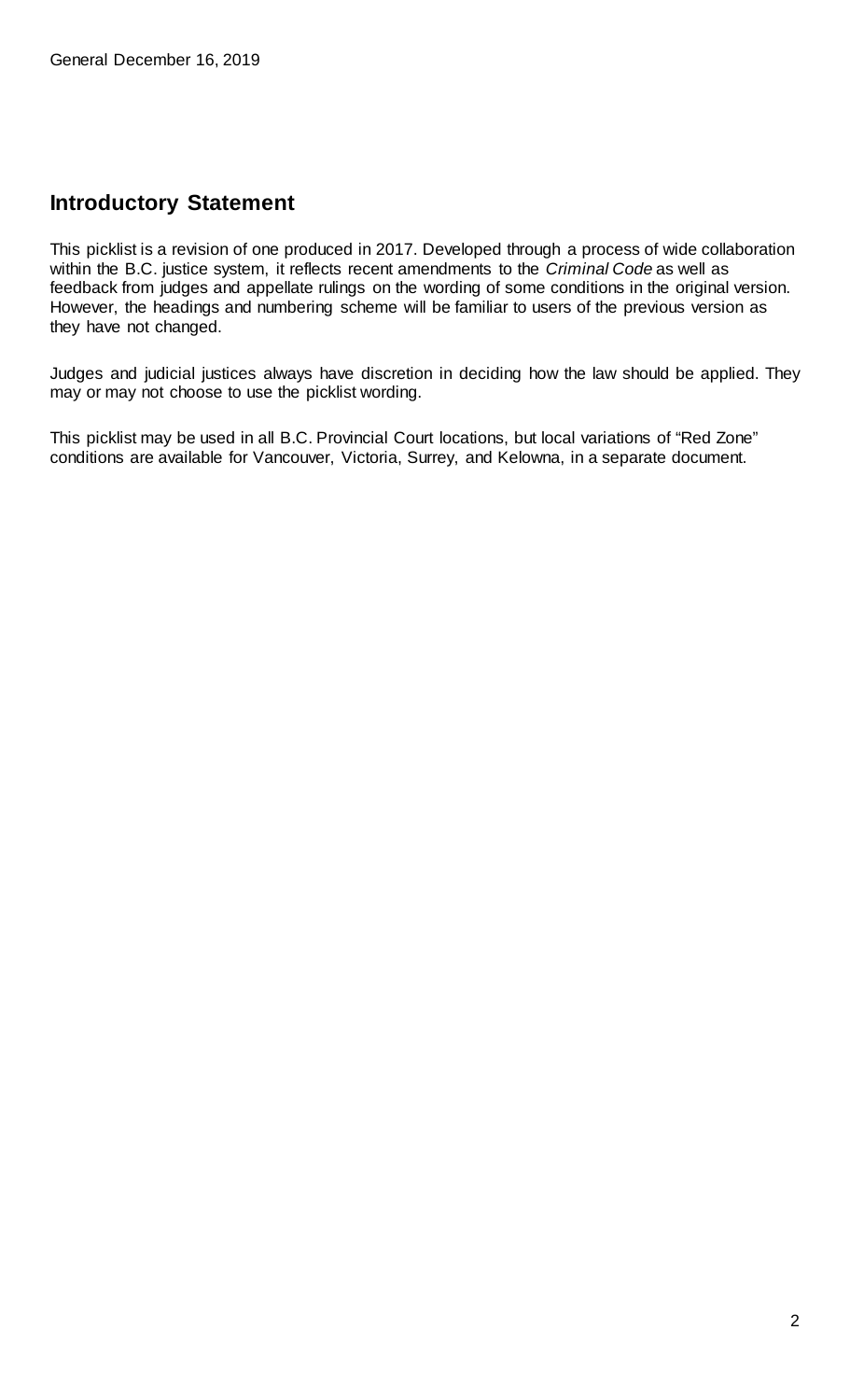## Introductory Statement

This picklist is a revision of one produced in 2017. Developed through a process of wide collaboration within the B.C. justice system, it reflects recent amendments to the *Criminal Code* as well as feedback from judges and appellate rulings on the wording of some conditions in the original version. However, the headings and numbering scheme will be familiar to users of the previous version as they have not changed.

Judges and judicial justices always have discretion in deciding how the law should be applied. They may or may not choose to use the picklist wording.

This picklist may be used in all B.C. Provincial Court locations, but local variations of "Red Zone" conditions are available for Vancouver, Victoria, Surrey, and Kelowna, in a separate document.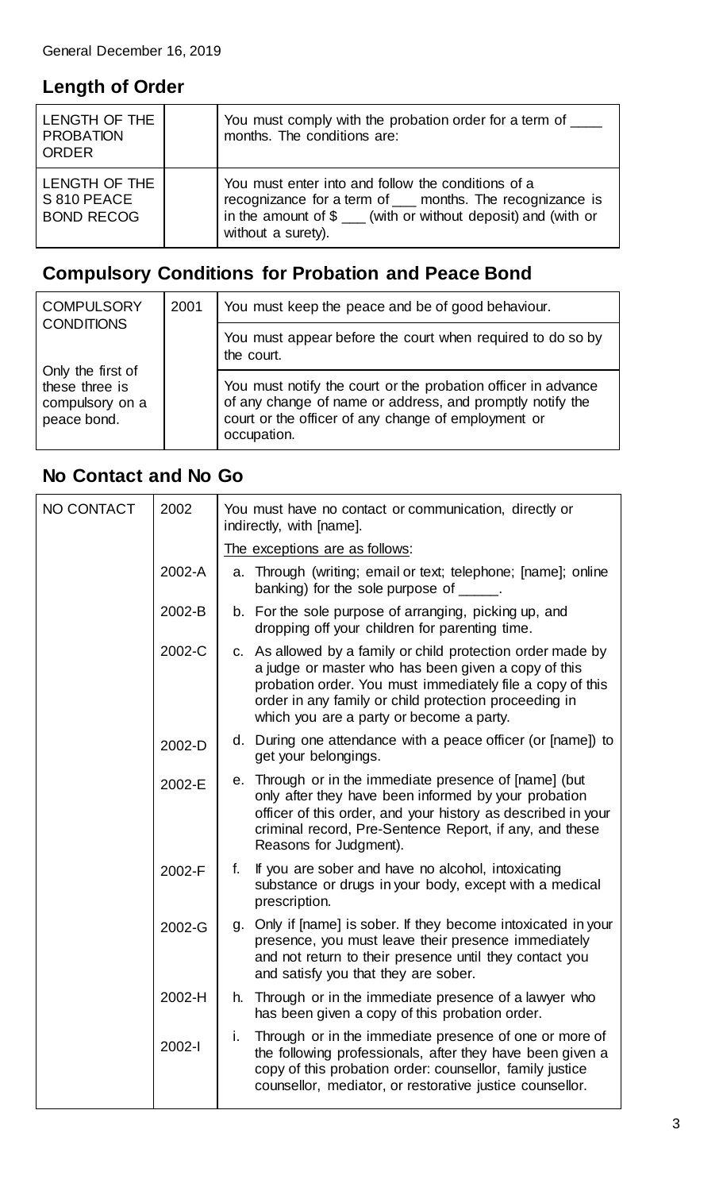General December 16, 2019

## Length of Order

| | | |
|---|---|---|
| LENGTH OF THE PROBATION ORDER | | You must comply with the probation order for a term of ____ months. The conditions are: |
| LENGTH OF THE S 810 PEACE BOND RECOG | | You must enter into and follow the conditions of a recognizance for a term of ___ months. The recognizance is in the amount of $ ___ (with or without deposit) and (with or without a surety). |

## Compulsory Conditions for Probation and Peace Bond

| | | |
|---|---|---|
| COMPULSORY CONDITIONS<br><br>Only the first of these three is compulsory on a peace bond. | 2001 | You must keep the peace and be of good behaviour. |
| | | You must appear before the court when required to do so by the court. |
| | | You must notify the court or the probation officer in advance of any change of name or address, and promptly notify the court or the officer of any change of employment or occupation. |

## No Contact and No Go

| | | |
|---|---|---|
| NO CONTACT | 2002 | You must have no contact or communication, directly or indirectly, with [name]. |
| | | The exceptions are as follows: |
| | 2002-A | a. Through (writing; email or text; telephone; [name]; online banking) for the sole purpose of _____. |
| | 2002-B | b. For the sole purpose of arranging, picking up, and dropping off your children for parenting time. |
| | 2002-C | c. As allowed by a family or child protection order made by a judge or master who has been given a copy of this probation order. You must immediately file a copy of this order in any family or child protection proceeding in which you are a party or become a party. |
| | 2002-D | d. During one attendance with a peace officer (or [name]) to get your belongings. |
| | 2002-E | e. Through or in the immediate presence of [name] (but only after they have been informed by your probation officer of this order, and your history as described in your criminal record, Pre-Sentence Report, if any, and these Reasons for Judgment). |
| | 2002-F | f. If you are sober and have no alcohol, intoxicating substance or drugs in your body, except with a medical prescription. |
| | 2002-G | g. Only if [name] is sober. If they become intoxicated in your presence, you must leave their presence immediately and not return to their presence until they contact you and satisfy you that they are sober. |
| | 2002-H | h. Through or in the immediate presence of a lawyer who has been given a copy of this probation order. |
| | 2002-I | i. Through or in the immediate presence of one or more of the following professionals, after they have been given a copy of this probation order: counsellor, family justice counsellor, mediator, or restorative justice counsellor. |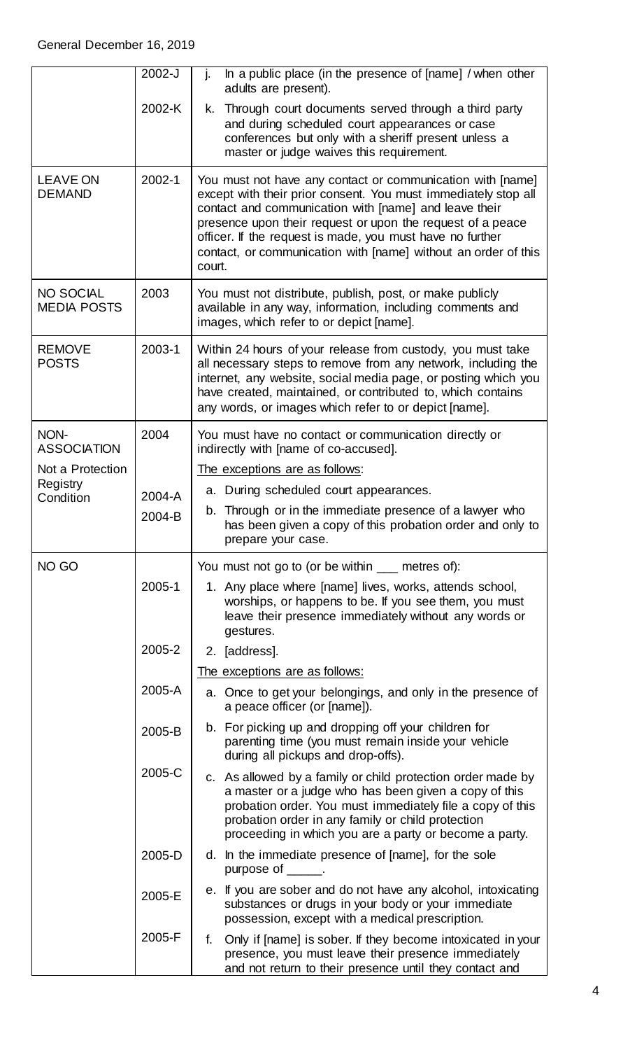| | | |
|---|---|---|
| | 2002-J | j. In a public place (in the presence of [name] / when other adults are present). |
| | 2002-K | k. Through court documents served through a third party and during scheduled court appearances or case conferences but only with a sheriff present unless a master or judge waives this requirement. |
| LEAVE ON DEMAND | 2002-1 | You must not have any contact or communication with [name] except with their prior consent. You must immediately stop all contact and communication with [name] and leave their presence upon their request or upon the request of a peace officer. If the request is made, you must have no further contact, or communication with [name] without an order of this court. |
| NO SOCIAL MEDIA POSTS | 2003 | You must not distribute, publish, post, or make publicly available in any way, information, including comments and images, which refer to or depict [name]. |
| REMOVE POSTS | 2003-1 | Within 24 hours of your release from custody, you must take all necessary steps to remove from any network, including the internet, any website, social media page, or posting which you have created, maintained, or contributed to, which contains any words, or images which refer to or depict [name]. |
| NON-ASSOCIATION<br>Not a Protection Registry Condition | 2004 | You must have no contact or communication directly or indirectly with [name of co-accused].<br>The exceptions are as follows: |
| | 2004-A | a. During scheduled court appearances. |
| | 2004-B | b. Through or in the immediate presence of a lawyer who has been given a copy of this probation order and only to prepare your case. |
| NO GO | | You must not go to (or be within ___ metres of): |
| | 2005-1 | 1. Any place where [name] lives, works, attends school, worships, or happens to be. If you see them, you must leave their presence immediately without any words or gestures. |
| | 2005-2 | 2. [address].<br>The exceptions are as follows: |
| | 2005-A | a. Once to get your belongings, and only in the presence of a peace officer (or [name]). |
| | 2005-B | b. For picking up and dropping off your children for parenting time (you must remain inside your vehicle during all pickups and drop-offs). |
| | 2005-C | c. As allowed by a family or child protection order made by a master or a judge who has been given a copy of this probation order. You must immediately file a copy of this probation order in any family or child protection proceeding in which you are a party or become a party. |
| | 2005-D | d. In the immediate presence of [name], for the sole purpose of _____. |
| | 2005-E | e. If you are sober and do not have any alcohol, intoxicating substances or drugs in your body or your immediate possession, except with a medical prescription. |
| | 2005-F | f. Only if [name] is sober. If they become intoxicated in your presence, you must leave their presence immediately and not return to their presence until they contact and |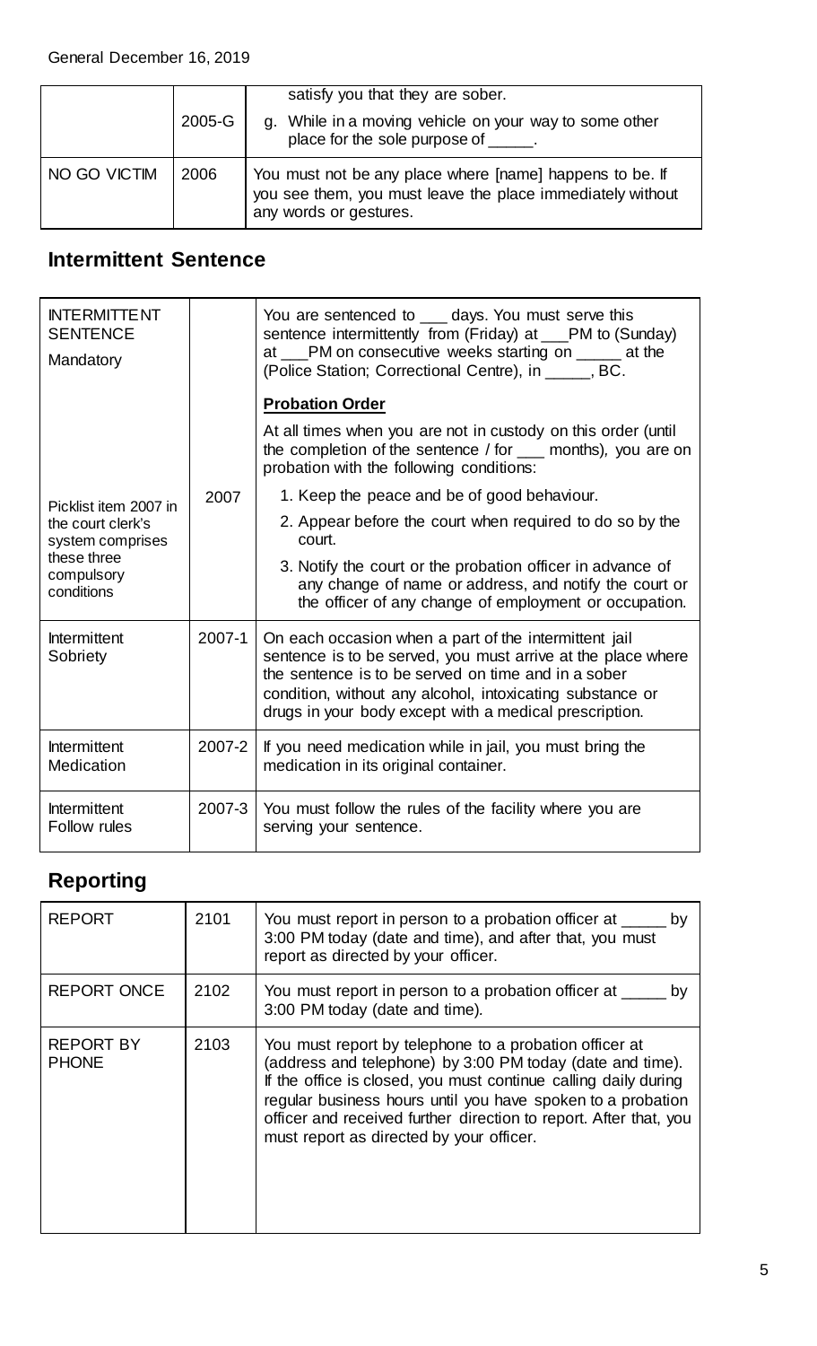| | | |
|---|---|---|
| | 2005-G | satisfy you that they are sober.<br>g. While in a moving vehicle on your way to some other place for the sole purpose of _____. |
| NO GO VICTIM | 2006 | You must not be any place where [name] happens to be. If you see them, you must leave the place immediately without any words or gestures. |

## Intermittent Sentence

| | | |
|---|---|---|
| INTERMITTENT SENTENCE<br>Mandatory<br><br>Picklist item 2007 in the court clerk's system comprises these three compulsory conditions | 2007 | You are sentenced to ___ days. You must serve this sentence intermittently from (Friday) at ___PM to (Sunday) at ___PM on consecutive weeks starting on _____ at the (Police Station; Correctional Centre), in _____, BC.<br><br>**Probation Order**<br><br>At all times when you are not in custody on this order (until the completion of the sentence / for ___ months), you are on probation with the following conditions:<br><br>1. Keep the peace and be of good behaviour.<br>2. Appear before the court when required to do so by the court.<br>3. Notify the court or the probation officer in advance of any change of name or address, and notify the court or the officer of any change of employment or occupation. |
| Intermittent Sobriety | 2007-1 | On each occasion when a part of the intermittent jail sentence is to be served, you must arrive at the place where the sentence is to be served on time and in a sober condition, without any alcohol, intoxicating substance or drugs in your body except with a medical prescription. |
| Intermittent Medication | 2007-2 | If you need medication while in jail, you must bring the medication in its original container. |
| Intermittent Follow rules | 2007-3 | You must follow the rules of the facility where you are serving your sentence. |

## Reporting

| | | |
|---|---|---|
| REPORT | 2101 | You must report in person to a probation officer at _____ by 3:00 PM today (date and time), and after that, you must report as directed by your officer. |
| REPORT ONCE | 2102 | You must report in person to a probation officer at _____ by 3:00 PM today (date and time). |
| REPORT BY PHONE | 2103 | You must report by telephone to a probation officer at (address and telephone) by 3:00 PM today (date and time). If the office is closed, you must continue calling daily during regular business hours until you have spoken to a probation officer and received further direction to report. After that, you must report as directed by your officer. |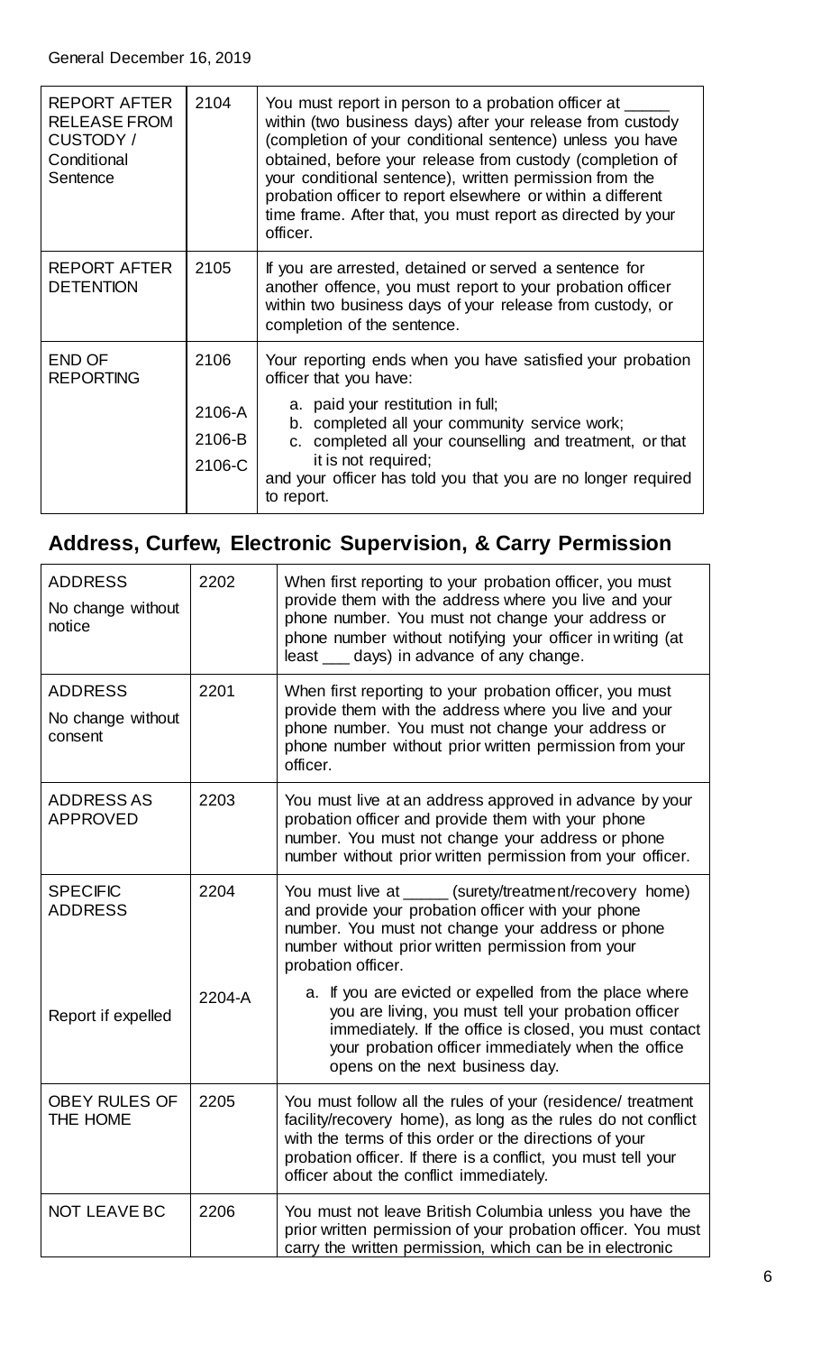| REPORT AFTER RELEASE FROM CUSTODY / Conditional Sentence | 2104 | You must report in person to a probation officer at _____ within (two business days) after your release from custody (completion of your conditional sentence) unless you have obtained, before your release from custody (completion of your conditional sentence), written permission from the probation officer to report elsewhere or within a different time frame. After that, you must report as directed by your officer. |
|---|---|---|
| REPORT AFTER DETENTION | 2105 | If you are arrested, detained or served a sentence for another offence, you must report to your probation officer within two business days of your release from custody, or completion of the sentence. |
| END OF REPORTING | 2106<br><br>2106-A<br>2106-B<br>2106-C | Your reporting ends when you have satisfied your probation officer that you have:<br>a. paid your restitution in full;<br>b. completed all your community service work;<br>c. completed all your counselling and treatment, or that it is not required;<br>and your officer has told you that you are no longer required to report. |

## Address, Curfew, Electronic Supervision, & Carry Permission

| ADDRESS<br>No change without notice | 2202 | When first reporting to your probation officer, you must provide them with the address where you live and your phone number. You must not change your address or phone number without notifying your officer in writing (at least ___ days) in advance of any change. |
|---|---|---|
| ADDRESS<br>No change without consent | 2201 | When first reporting to your probation officer, you must provide them with the address where you live and your phone number. You must not change your address or phone number without prior written permission from your officer. |
| ADDRESS AS APPROVED | 2203 | You must live at an address approved in advance by your probation officer and provide them with your phone number. You must not change your address or phone number without prior written permission from your officer. |
| SPECIFIC ADDRESS | 2204 | You must live at _____ (surety/treatment/recovery home) and provide your probation officer with your phone number. You must not change your address or phone number without prior written permission from your probation officer. |
| Report if expelled | 2204-A | a. If you are evicted or expelled from the place where you are living, you must tell your probation officer immediately. If the office is closed, you must contact your probation officer immediately when the office opens on the next business day. |
| OBEY RULES OF THE HOME | 2205 | You must follow all the rules of your (residence/ treatment facility/recovery home), as long as the rules do not conflict with the terms of this order or the directions of your probation officer. If there is a conflict, you must tell your officer about the conflict immediately. |
| NOT LEAVE BC | 2206 | You must not leave British Columbia unless you have the prior written permission of your probation officer. You must carry the written permission, which can be in electronic |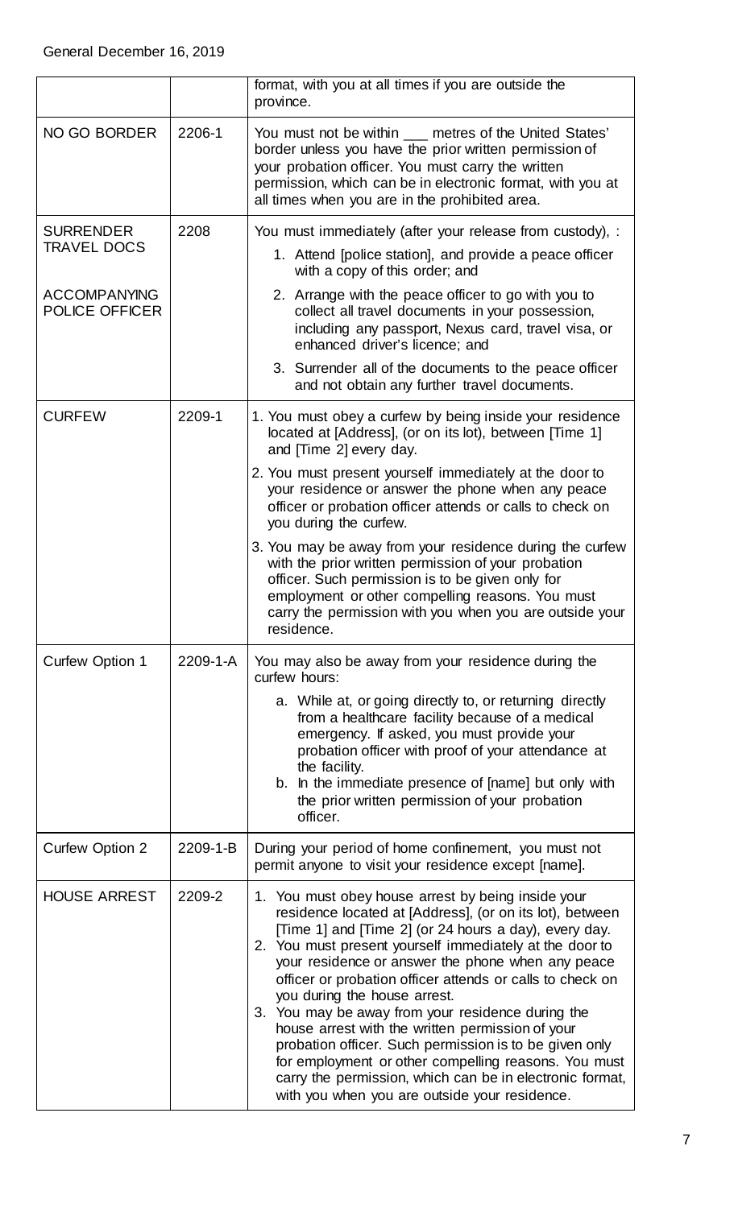| | | |
|---|---|---|
| | | format, with you at all times if you are outside the province. |
| NO GO BORDER | 2206-1 | You must not be within ___ metres of the United States' border unless you have the prior written permission of your probation officer. You must carry the written permission, which can be in electronic format, with you at all times when you are in the prohibited area. |
| SURRENDER TRAVEL DOCS<br><br>ACCOMPANYING POLICE OFFICER | 2208 | You must immediately (after your release from custody), :<br>1. Attend [police station], and provide a peace officer with a copy of this order; and<br>2. Arrange with the peace officer to go with you to collect all travel documents in your possession, including any passport, Nexus card, travel visa, or enhanced driver's licence; and<br>3. Surrender all of the documents to the peace officer and not obtain any further travel documents. |
| CURFEW | 2209-1 | 1. You must obey a curfew by being inside your residence located at [Address], (or on its lot), between [Time 1] and [Time 2] every day.<br>2. You must present yourself immediately at the door to your residence or answer the phone when any peace officer or probation officer attends or calls to check on you during the curfew.<br>3. You may be away from your residence during the curfew with the prior written permission of your probation officer. Such permission is to be given only for employment or other compelling reasons. You must carry the permission with you when you are outside your residence. |
| Curfew Option 1 | 2209-1-A | You may also be away from your residence during the curfew hours:<br>a. While at, or going directly to, or returning directly from a healthcare facility because of a medical emergency. If asked, you must provide your probation officer with proof of your attendance at the facility.<br>b. In the immediate presence of [name] but only with the prior written permission of your probation officer. |
| Curfew Option 2 | 2209-1-B | During your period of home confinement, you must not permit anyone to visit your residence except [name]. |
| HOUSE ARREST | 2209-2 | 1. You must obey house arrest by being inside your residence located at [Address], (or on its lot), between [Time 1] and [Time 2] (or 24 hours a day), every day.<br>2. You must present yourself immediately at the door to your residence or answer the phone when any peace officer or probation officer attends or calls to check on you during the house arrest.<br>3. You may be away from your residence during the house arrest with the written permission of your probation officer. Such permission is to be given only for employment or other compelling reasons. You must carry the permission, which can be in electronic format, with you when you are outside your residence. |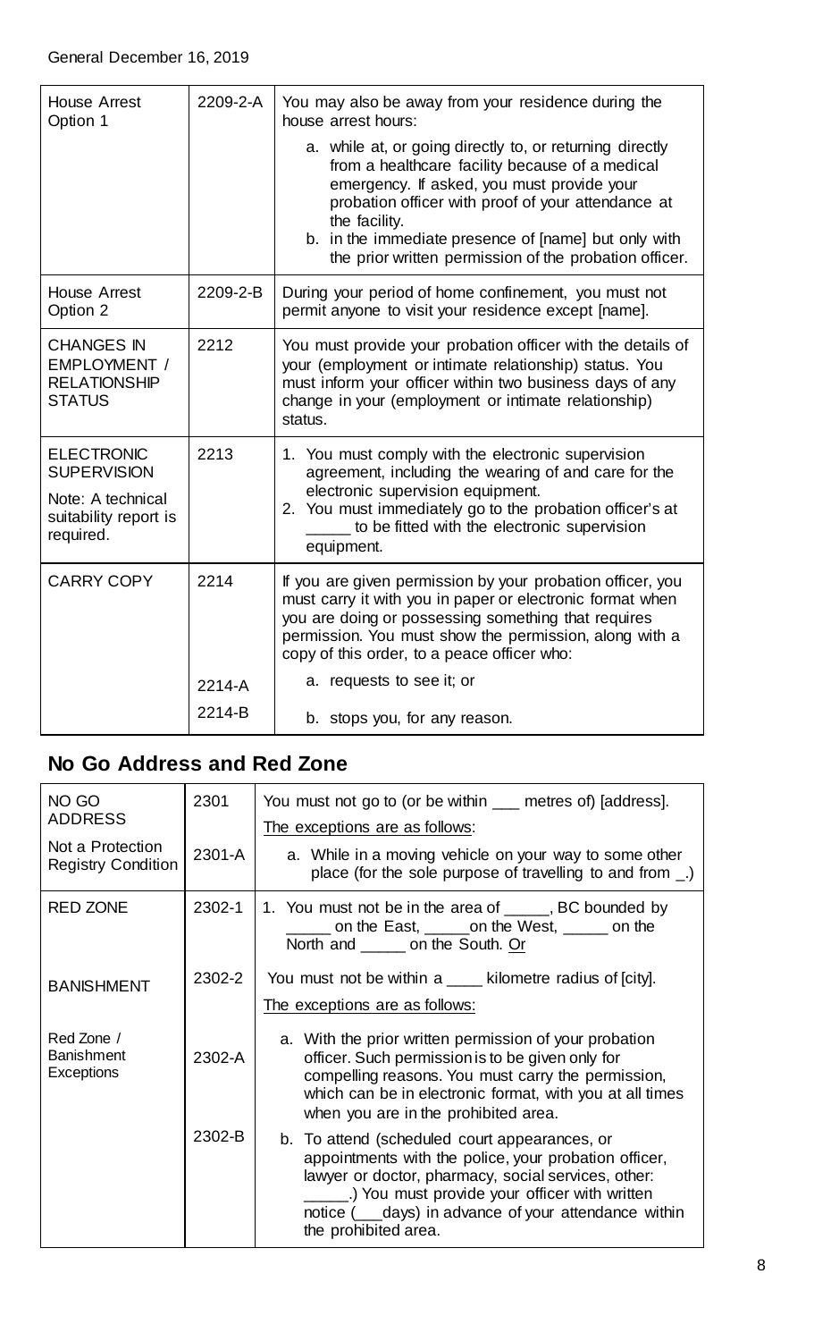| House Arrest Option 1 | 2209-2-A | You may also be away from your residence during the house arrest hours:<br>a. while at, or going directly to, or returning directly from a healthcare facility because of a medical emergency. If asked, you must provide your probation officer with proof of your attendance at the facility.<br>b. in the immediate presence of [name] but only with the prior written permission of the probation officer. |
|---|---|---|
| House Arrest Option 2 | 2209-2-B | During your period of home confinement, you must not permit anyone to visit your residence except [name]. |
| CHANGES IN EMPLOYMENT / RELATIONSHIP STATUS | 2212 | You must provide your probation officer with the details of your (employment or intimate relationship) status. You must inform your officer within two business days of any change in your (employment or intimate relationship) status. |
| ELECTRONIC SUPERVISION<br>Note: A technical suitability report is required. | 2213 | 1. You must comply with the electronic supervision agreement, including the wearing of and care for the electronic supervision equipment.<br>2. You must immediately go to the probation officer's at _____ to be fitted with the electronic supervision equipment. |
| CARRY COPY | 2214 | If you are given permission by your probation officer, you must carry it with you in paper or electronic format when you are doing or possessing something that requires permission. You must show the permission, along with a copy of this order, to a peace officer who: |
| | 2214-A | a. requests to see it; or |
| | 2214-B | b. stops you, for any reason. |

## No Go Address and Red Zone

| NO GO ADDRESS<br>Not a Protection Registry Condition | 2301 | You must not go to (or be within ___ metres of) [address].<br>The exceptions are as follows: |
|---|---|---|
| | 2301-A | a. While in a moving vehicle on your way to some other place (for the sole purpose of travelling to and from _.) |
| RED ZONE | 2302-1 | 1. You must not be in the area of _____, BC bounded by _____ on the East, _____on the West, _____ on the North and _____ on the South. Or |
| BANISHMENT | 2302-2 | You must not be within a ____ kilometre radius of [city].<br>The exceptions are as follows: |
| Red Zone / Banishment Exceptions | 2302-A | a. With the prior written permission of your probation officer. Such permission is to be given only for compelling reasons. You must carry the permission, which can be in electronic format, with you at all times when you are in the prohibited area. |
| | 2302-B | b. To attend (scheduled court appearances, or appointments with the police, your probation officer, lawyer or doctor, pharmacy, social services, other: _____.) You must provide your officer with written notice (___days) in advance of your attendance within the prohibited area. |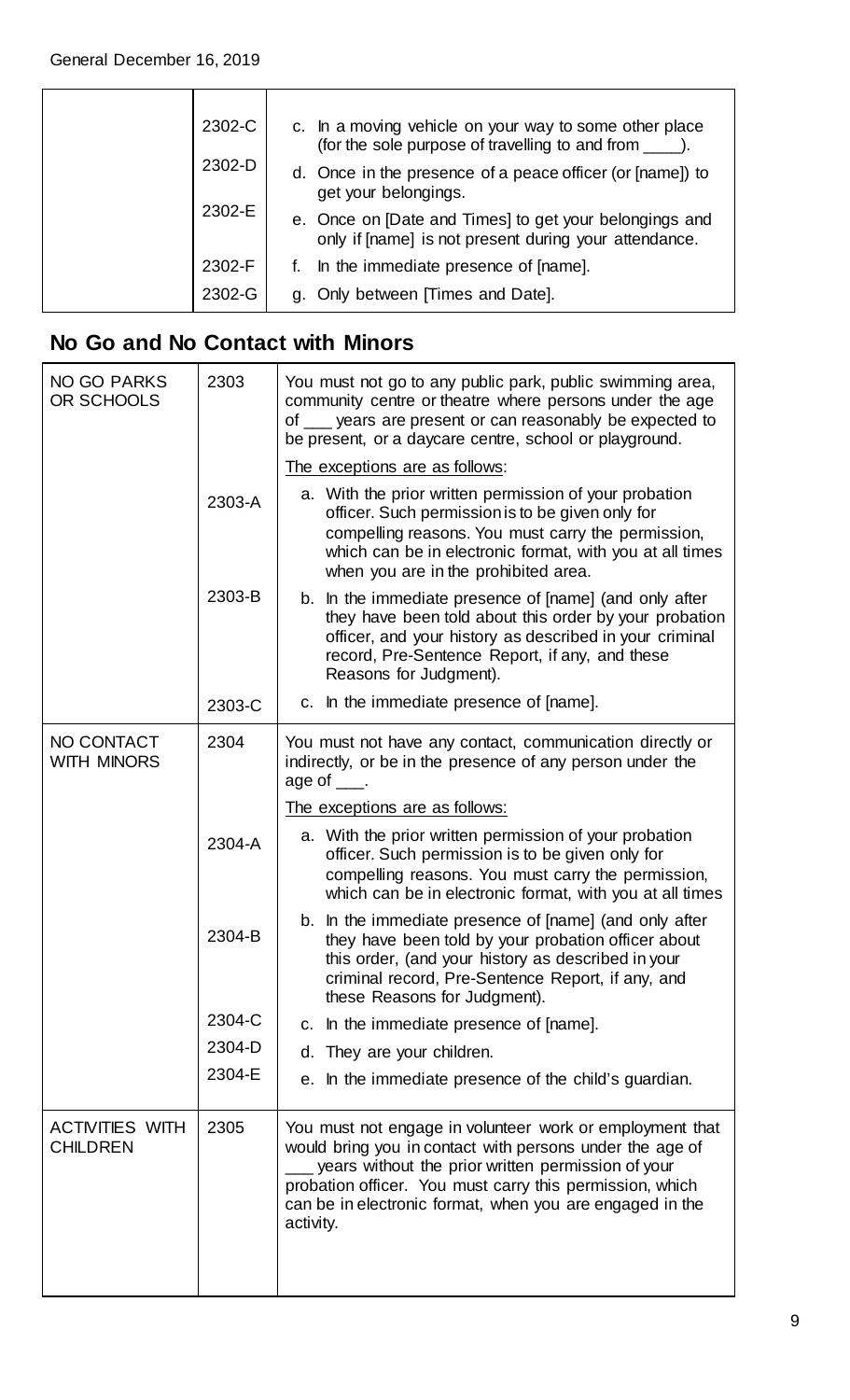| | | |
|---|---|---|
| | 2302-C | c. In a moving vehicle on your way to some other place (for the sole purpose of travelling to and from ____). |
| | 2302-D | d. Once in the presence of a peace officer (or [name]) to get your belongings. |
| | 2302-E | e. Once on [Date and Times] to get your belongings and only if [name] is not present during your attendance. |
| | 2302-F | f. In the immediate presence of [name]. |
| | 2302-G | g. Only between [Times and Date]. |

## No Go and No Contact with Minors

| | | |
|---|---|---|
| NO GO PARKS OR SCHOOLS | 2303 | You must not go to any public park, public swimming area, community centre or theatre where persons under the age of ___ years are present or can reasonably be expected to be present, or a daycare centre, school or playground. |
| | | The exceptions are as follows: |
| | 2303-A | a. With the prior written permission of your probation officer. Such permission is to be given only for compelling reasons. You must carry the permission, which can be in electronic format, with you at all times when you are in the prohibited area. |
| | 2303-B | b. In the immediate presence of [name] (and only after they have been told about this order by your probation officer, and your history as described in your criminal record, Pre-Sentence Report, if any, and these Reasons for Judgment). |
| | 2303-C | c. In the immediate presence of [name]. |
| NO CONTACT WITH MINORS | 2304 | You must not have any contact, communication directly or indirectly, or be in the presence of any person under the age of ___. |
| | | The exceptions are as follows: |
| | 2304-A | a. With the prior written permission of your probation officer. Such permission is to be given only for compelling reasons. You must carry the permission, which can be in electronic format, with you at all times |
| | 2304-B | b. In the immediate presence of [name] (and only after they have been told by your probation officer about this order, (and your history as described in your criminal record, Pre-Sentence Report, if any, and these Reasons for Judgment). |
| | 2304-C | c. In the immediate presence of [name]. |
| | 2304-D | d. They are your children. |
| | 2304-E | e. In the immediate presence of the child's guardian. |
| ACTIVITIES WITH CHILDREN | 2305 | You must not engage in volunteer work or employment that would bring you in contact with persons under the age of ___ years without the prior written permission of your probation officer. You must carry this permission, which can be in electronic format, when you are engaged in the activity. |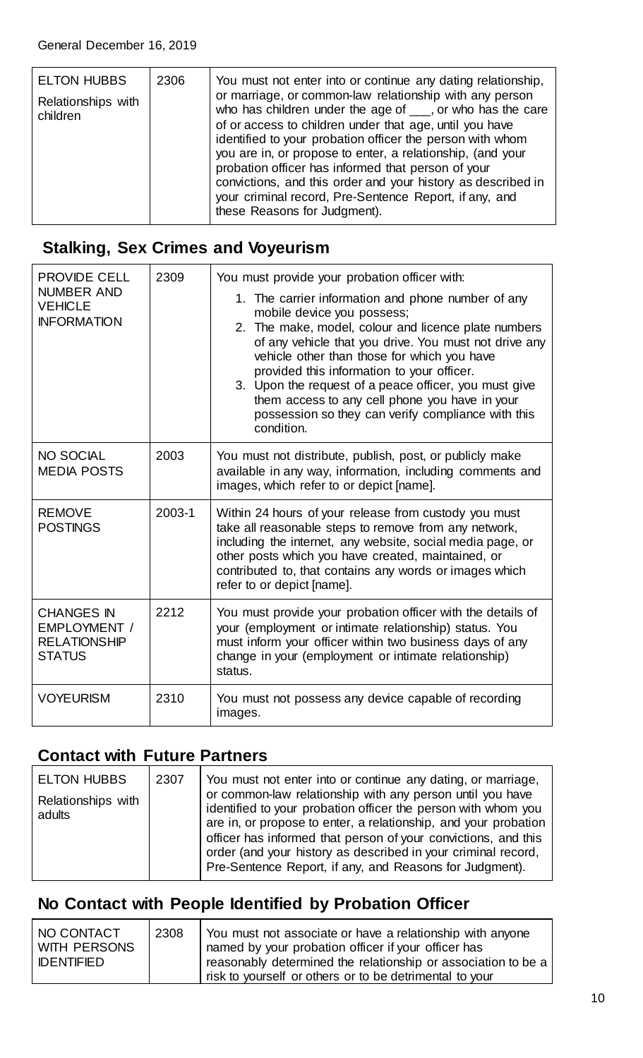General December 16, 2019

| ELTON HUBBS<br>Relationships with children | 2306 | You must not enter into or continue any dating relationship, or marriage, or common-law relationship with any person who has children under the age of ___, or who has the care of or access to children under that age, until you have identified to your probation officer the person with whom you are in, or propose to enter, a relationship, (and your probation officer has informed that person of your convictions, and this order and your history as described in your criminal record, Pre-Sentence Report, if any, and these Reasons for Judgment). |
|---|---|---|

## Stalking, Sex Crimes and Voyeurism

| PROVIDE CELL NUMBER AND VEHICLE INFORMATION | 2309 | You must provide your probation officer with:<br>1. The carrier information and phone number of any mobile device you possess;<br>2. The make, model, colour and licence plate numbers of any vehicle that you drive. You must not drive any vehicle other than those for which you have provided this information to your officer.<br>3. Upon the request of a peace officer, you must give them access to any cell phone you have in your possession so they can verify compliance with this condition. |
|---|---|---|
| NO SOCIAL MEDIA POSTS | 2003 | You must not distribute, publish, post, or publicly make available in any way, information, including comments and images, which refer to or depict [name]. |
| REMOVE POSTINGS | 2003-1 | Within 24 hours of your release from custody you must take all reasonable steps to remove from any network, including the internet, any website, social media page, or other posts which you have created, maintained, or contributed to, that contains any words or images which refer to or depict [name]. |
| CHANGES IN EMPLOYMENT / RELATIONSHIP STATUS | 2212 | You must provide your probation officer with the details of your (employment or intimate relationship) status. You must inform your officer within two business days of any change in your (employment or intimate relationship) status. |
| VOYEURISM | 2310 | You must not possess any device capable of recording images. |

## Contact with Future Partners

| ELTON HUBBS<br>Relationships with adults | 2307 | You must not enter into or continue any dating, or marriage, or common-law relationship with any person until you have identified to your probation officer the person with whom you are in, or propose to enter, a relationship, and your probation officer has informed that person of your convictions, and this order (and your history as described in your criminal record, Pre-Sentence Report, if any, and Reasons for Judgment). |
|---|---|---|

## No Contact with People Identified by Probation Officer

| NO CONTACT WITH PERSONS IDENTIFIED | 2308 | You must not associate or have a relationship with anyone named by your probation officer if your officer has reasonably determined the relationship or association to be a risk to yourself or others or to be detrimental to your |
|---|---|---|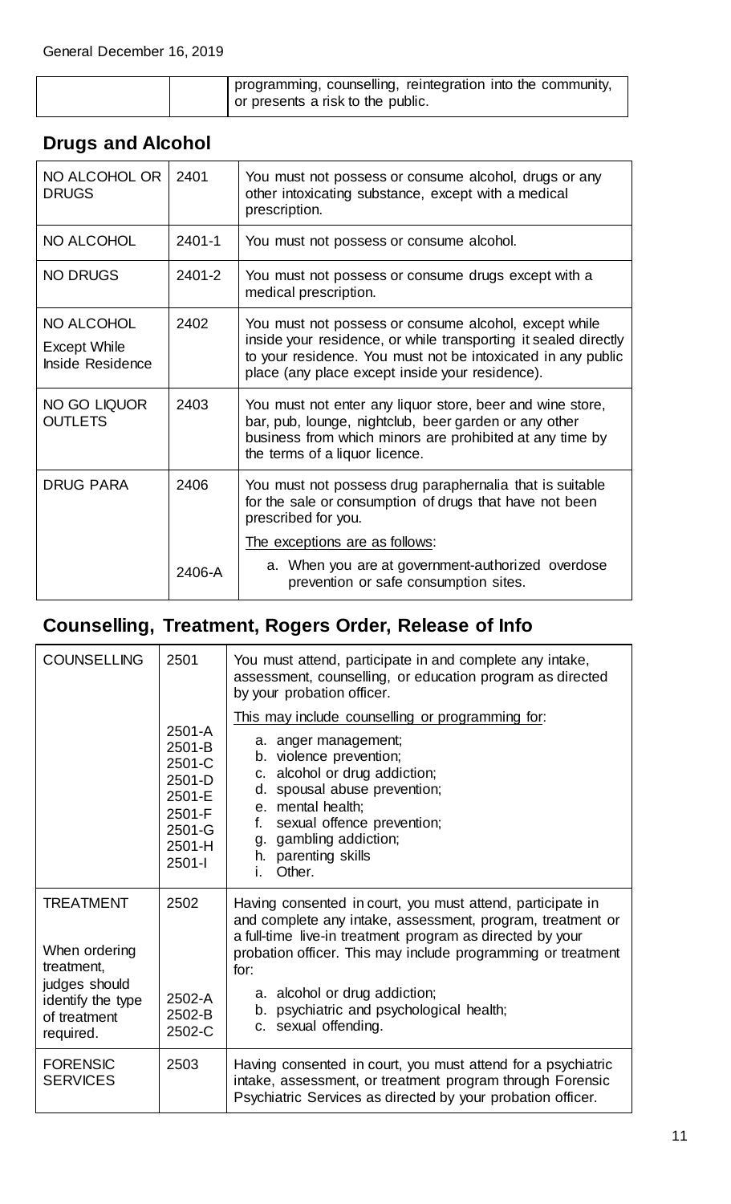|  |  | programming, counselling, reintegration into the community, or presents a risk to the public. |
|---|---|---|

## Drugs and Alcohol

| NO ALCOHOL OR DRUGS | 2401 | You must not possess or consume alcohol, drugs or any other intoxicating substance, except with a medical prescription. |
|---|---|---|
| NO ALCOHOL | 2401-1 | You must not possess or consume alcohol. |
| NO DRUGS | 2401-2 | You must not possess or consume drugs except with a medical prescription. |
| NO ALCOHOL<br>Except While Inside Residence | 2402 | You must not possess or consume alcohol, except while inside your residence, or while transporting it sealed directly to your residence. You must not be intoxicated in any public place (any place except inside your residence). |
| NO GO LIQUOR OUTLETS | 2403 | You must not enter any liquor store, beer and wine store, bar, pub, lounge, nightclub, beer garden or any other business from which minors are prohibited at any time by the terms of a liquor licence. |
| DRUG PARA | 2406 | You must not possess drug paraphernalia that is suitable for the sale or consumption of drugs that have not been prescribed for you.<br>The exceptions are as follows: |
|  | 2406-A | a. When you are at government-authorized overdose prevention or safe consumption sites. |

## Counselling, Treatment, Rogers Order, Release of Info

| COUNSELLING | 2501 | You must attend, participate in and complete any intake, assessment, counselling, or education program as directed by your probation officer.<br>This may include counselling or programming for: |
|---|---|---|
|  | 2501-A<br>2501-B<br>2501-C<br>2501-D<br>2501-E<br>2501-F<br>2501-G<br>2501-H<br>2501-I | a. anger management;<br>b. violence prevention;<br>c. alcohol or drug addiction;<br>d. spousal abuse prevention;<br>e. mental health;<br>f. sexual offence prevention;<br>g. gambling addiction;<br>h. parenting skills<br>i. Other. |
| TREATMENT<br><br>When ordering treatment, judges should identify the type of treatment required. | 2502 | Having consented in court, you must attend, participate in and complete any intake, assessment, program, treatment or a full-time live-in treatment program as directed by your probation officer. This may include programming or treatment for: |
|  | 2502-A<br>2502-B<br>2502-C | a. alcohol or drug addiction;<br>b. psychiatric and psychological health;<br>c. sexual offending. |
| FORENSIC SERVICES | 2503 | Having consented in court, you must attend for a psychiatric intake, assessment, or treatment program through Forensic Psychiatric Services as directed by your probation officer. |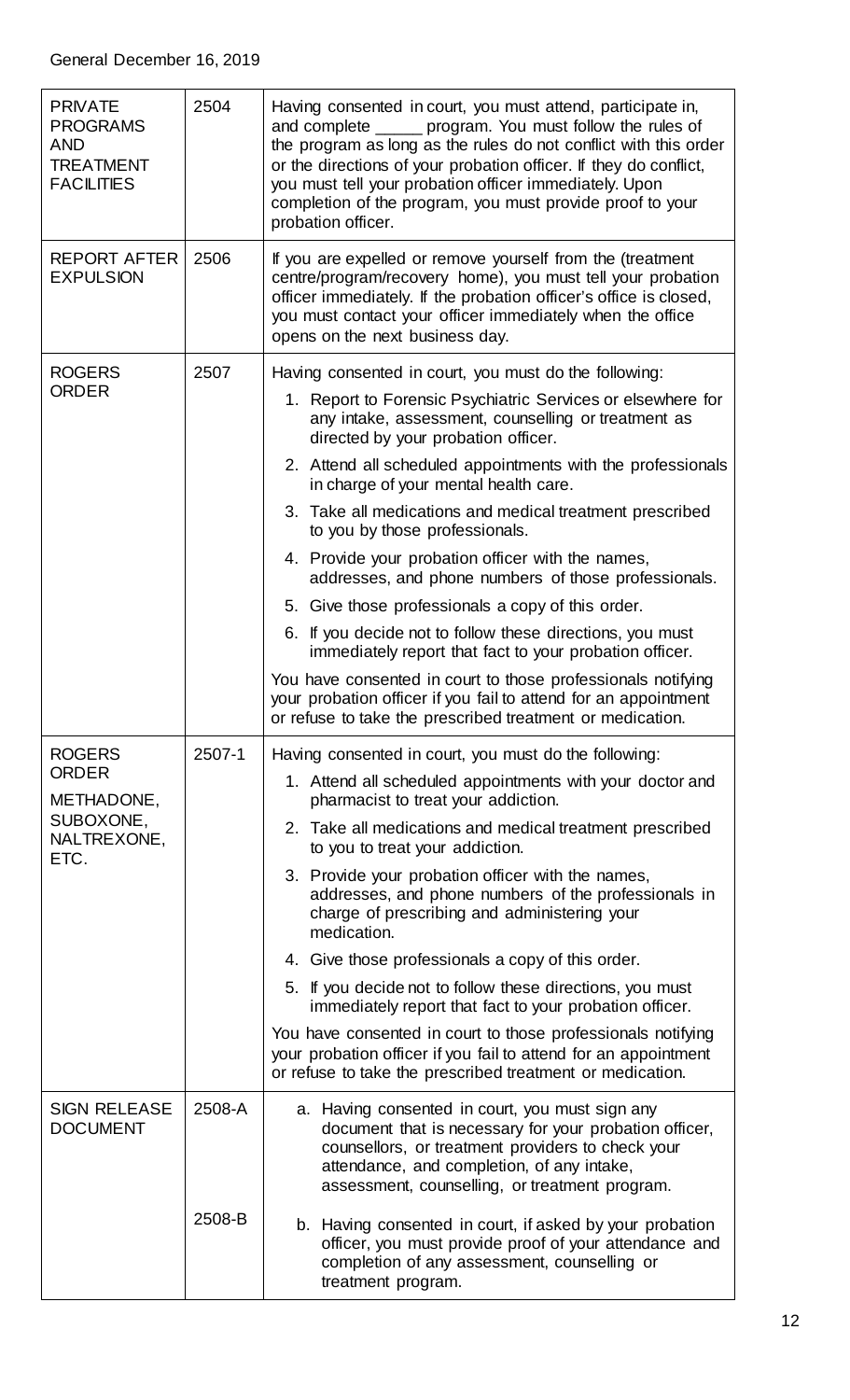General December 16, 2019

| | | |
|---|---|---|
| PRIVATE PROGRAMS AND TREATMENT FACILITIES | 2504 | Having consented in court, you must attend, participate in, and complete _____ program. You must follow the rules of the program as long as the rules do not conflict with this order or the directions of your probation officer. If they do conflict, you must tell your probation officer immediately. Upon completion of the program, you must provide proof to your probation officer. |
| REPORT AFTER EXPULSION | 2506 | If you are expelled or remove yourself from the (treatment centre/program/recovery home), you must tell your probation officer immediately. If the probation officer's office is closed, you must contact your officer immediately when the office opens on the next business day. |
| ROGERS ORDER | 2507 | Having consented in court, you must do the following:<br>1. Report to Forensic Psychiatric Services or elsewhere for any intake, assessment, counselling or treatment as directed by your probation officer.<br>2. Attend all scheduled appointments with the professionals in charge of your mental health care.<br>3. Take all medications and medical treatment prescribed to you by those professionals.<br>4. Provide your probation officer with the names, addresses, and phone numbers of those professionals.<br>5. Give those professionals a copy of this order.<br>6. If you decide not to follow these directions, you must immediately report that fact to your probation officer.<br>You have consented in court to those professionals notifying your probation officer if you fail to attend for an appointment or refuse to take the prescribed treatment or medication. |
| ROGERS ORDER METHADONE, SUBOXONE, NALTREXONE, ETC. | 2507-1 | Having consented in court, you must do the following:<br>1. Attend all scheduled appointments with your doctor and pharmacist to treat your addiction.<br>2. Take all medications and medical treatment prescribed to you to treat your addiction.<br>3. Provide your probation officer with the names, addresses, and phone numbers of the professionals in charge of prescribing and administering your medication.<br>4. Give those professionals a copy of this order.<br>5. If you decide not to follow these directions, you must immediately report that fact to your probation officer.<br>You have consented in court to those professionals notifying your probation officer if you fail to attend for an appointment or refuse to take the prescribed treatment or medication. |
| SIGN RELEASE DOCUMENT | 2508-A | a. Having consented in court, you must sign any document that is necessary for your probation officer, counsellors, or treatment providers to check your attendance, and completion, of any intake, assessment, counselling, or treatment program. |
| | 2508-B | b. Having consented in court, if asked by your probation officer, you must provide proof of your attendance and completion of any assessment, counselling or treatment program. |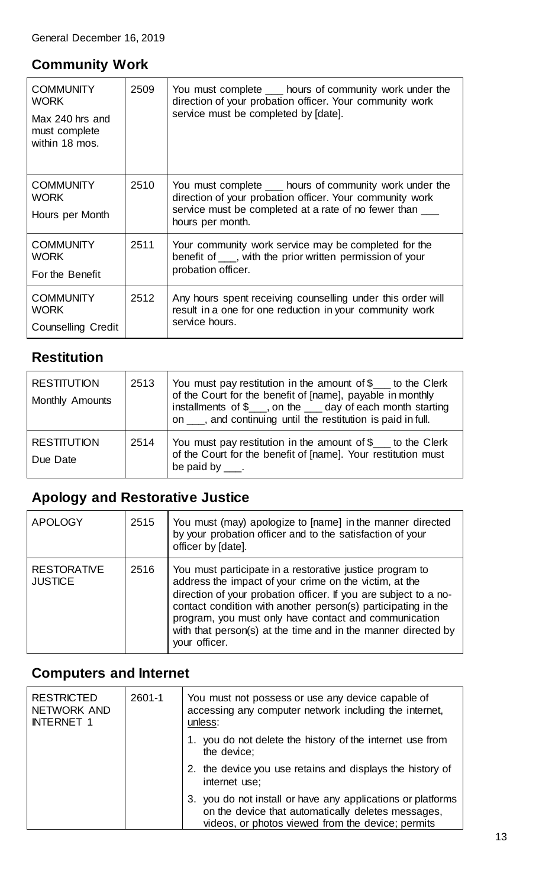## Community Work

| | | |
|---|---|---|
| COMMUNITY WORK<br>Max 240 hrs and must complete within 18 mos. | 2509 | You must complete ___ hours of community work under the direction of your probation officer. Your community work service must be completed by [date]. |
| COMMUNITY WORK<br>Hours per Month | 2510 | You must complete ___ hours of community work under the direction of your probation officer. Your community work service must be completed at a rate of no fewer than ___ hours per month. |
| COMMUNITY WORK<br>For the Benefit | 2511 | Your community work service may be completed for the benefit of ___, with the prior written permission of your probation officer. |
| COMMUNITY WORK<br>Counselling Credit | 2512 | Any hours spent receiving counselling under this order will result in a one for one reduction in your community work service hours. |

## Restitution

| | | |
|---|---|---|
| RESTITUTION<br>Monthly Amounts | 2513 | You must pay restitution in the amount of $___ to the Clerk of the Court for the benefit of [name], payable in monthly installments of $___, on the ___ day of each month starting on ___, and continuing until the restitution is paid in full. |
| RESTITUTION<br>Due Date | 2514 | You must pay restitution in the amount of $___ to the Clerk of the Court for the benefit of [name]. Your restitution must be paid by ___. |

## Apology and Restorative Justice

| | | |
|---|---|---|
| APOLOGY | 2515 | You must (may) apologize to [name] in the manner directed by your probation officer and to the satisfaction of your officer by [date]. |
| RESTORATIVE JUSTICE | 2516 | You must participate in a restorative justice program to address the impact of your crime on the victim, at the direction of your probation officer. If you are subject to a no-contact condition with another person(s) participating in the program, you must only have contact and communication with that person(s) at the time and in the manner directed by your officer. |

## Computers and Internet

| | | |
|---|---|---|
| RESTRICTED NETWORK AND INTERNET 1 | 2601-1 | You must not possess or use any device capable of accessing any computer network including the internet, unless:<br>1. you do not delete the history of the internet use from the device;<br>2. the device you use retains and displays the history of internet use;<br>3. you do not install or have any applications or platforms on the device that automatically deletes messages, videos, or photos viewed from the device; permits |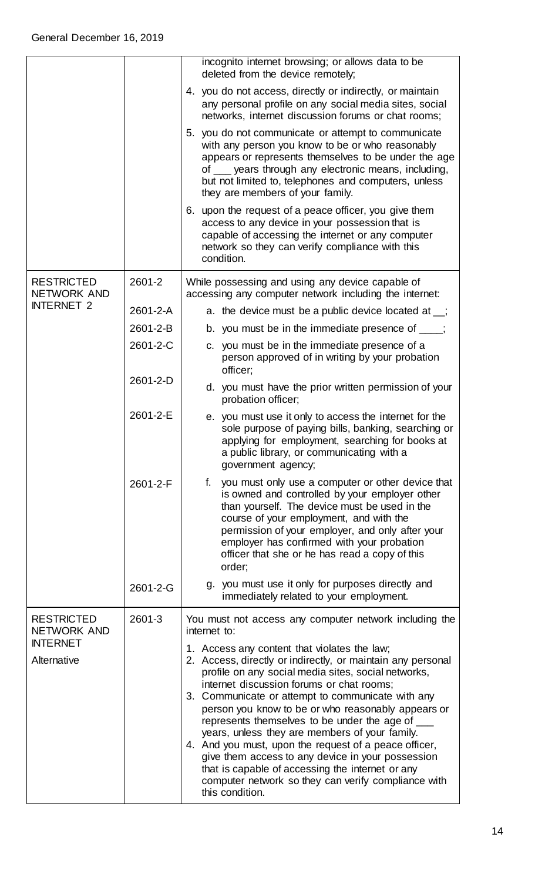| | | |
|---|---|---|
| | | incognito internet browsing; or allows data to be deleted from the device remotely;<br><br>4. you do not access, directly or indirectly, or maintain any personal profile on any social media sites, social networks, internet discussion forums or chat rooms;<br><br>5. you do not communicate or attempt to communicate with any person you know to be or who reasonably appears or represents themselves to be under the age of ___ years through any electronic means, including, but not limited to, telephones and computers, unless they are members of your family.<br><br>6. upon the request of a peace officer, you give them access to any device in your possession that is capable of accessing the internet or any computer network so they can verify compliance with this condition. |
| RESTRICTED NETWORK AND INTERNET 2 | 2601-2 | While possessing and using any device capable of accessing any computer network including the internet: |
| | 2601-2-A | a. the device must be a public device located at __; |
| | 2601-2-B | b. you must be in the immediate presence of ____; |
| | 2601-2-C | c. you must be in the immediate presence of a person approved of in writing by your probation officer; |
| | 2601-2-D | d. you must have the prior written permission of your probation officer; |
| | 2601-2-E | e. you must use it only to access the internet for the sole purpose of paying bills, banking, searching or applying for employment, searching for books at a public library, or communicating with a government agency; |
| | 2601-2-F | f. you must only use a computer or other device that is owned and controlled by your employer other than yourself. The device must be used in the course of your employment, and with the permission of your employer, and only after your employer has confirmed with your probation officer that she or he has read a copy of this order; |
| | 2601-2-G | g. you must use it only for purposes directly and immediately related to your employment. |
| RESTRICTED NETWORK AND INTERNET<br><br>Alternative | 2601-3 | You must not access any computer network including the internet to:<br><br>1. Access any content that violates the law;<br>2. Access, directly or indirectly, or maintain any personal profile on any social media sites, social networks, internet discussion forums or chat rooms;<br>3. Communicate or attempt to communicate with any person you know to be or who reasonably appears or represents themselves to be under the age of ___ years, unless they are members of your family.<br>4. And you must, upon the request of a peace officer, give them access to any device in your possession that is capable of accessing the internet or any computer network so they can verify compliance with this condition. |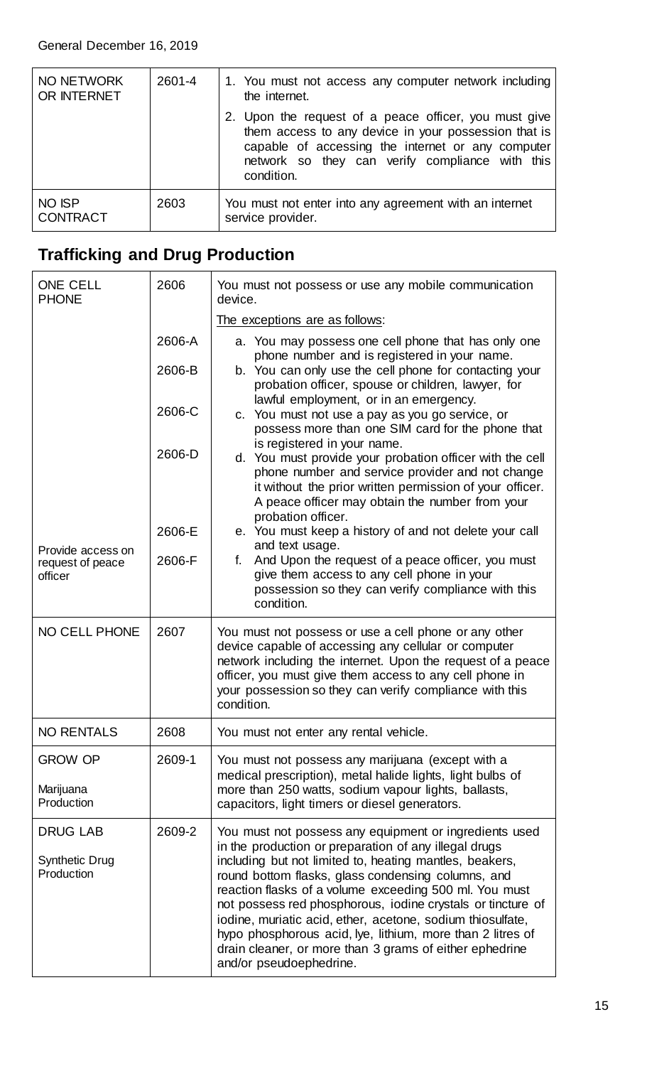| NO NETWORK OR INTERNET | 2601-4 | 1. You must not access any computer network including the internet.<br>2. Upon the request of a peace officer, you must give them access to any device in your possession that is capable of accessing the internet or any computer network so they can verify compliance with this condition. |
|---|---|---|
| NO ISP CONTRACT | 2603 | You must not enter into any agreement with an internet service provider. |

## Trafficking and Drug Production

| ONE CELL PHONE | 2606 | You must not possess or use any mobile communication device.<br>The exceptions are as follows: |
|---|---|---|
| | 2606-A | a. You may possess one cell phone that has only one phone number and is registered in your name. |
| | 2606-B | b. You can only use the cell phone for contacting your probation officer, spouse or children, lawyer, for lawful employment, or in an emergency. |
| | 2606-C | c. You must not use a pay as you go service, or possess more than one SIM card for the phone that is registered in your name. |
| | 2606-D | d. You must provide your probation officer with the cell phone number and service provider and not change it without the prior written permission of your officer. A peace officer may obtain the number from your probation officer. |
| | 2606-E | e. You must keep a history of and not delete your call and text usage. |
| Provide access on request of peace officer | 2606-F | f. And Upon the request of a peace officer, you must give them access to any cell phone in your possession so they can verify compliance with this condition. |
| NO CELL PHONE | 2607 | You must not possess or use a cell phone or any other device capable of accessing any cellular or computer network including the internet. Upon the request of a peace officer, you must give them access to any cell phone in your possession so they can verify compliance with this condition. |
| NO RENTALS | 2608 | You must not enter any rental vehicle. |
| GROW OP<br><br>Marijuana Production | 2609-1 | You must not possess any marijuana (except with a medical prescription), metal halide lights, light bulbs of more than 250 watts, sodium vapour lights, ballasts, capacitors, light timers or diesel generators. |
| DRUG LAB<br><br>Synthetic Drug Production | 2609-2 | You must not possess any equipment or ingredients used in the production or preparation of any illegal drugs including but not limited to, heating mantles, beakers, round bottom flasks, glass condensing columns, and reaction flasks of a volume exceeding 500 ml. You must not possess red phosphorous, iodine crystals or tincture of iodine, muriatic acid, ether, acetone, sodium thiosulfate, hypo phosphorous acid, lye, lithium, more than 2 litres of drain cleaner, or more than 3 grams of either ephedrine and/or pseudoephedrine. |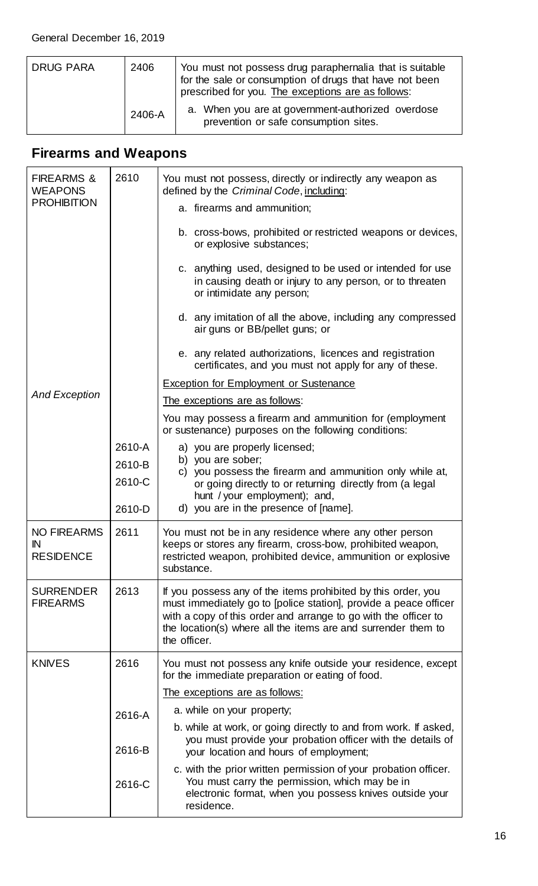| DRUG PARA | 2406 | You must not possess drug paraphernalia that is suitable for the sale or consumption of drugs that have not been prescribed for you. <u>The exceptions are as follows</u>: |
|---|---|---|
| | 2406-A | a. When you are at government-authorized overdose prevention or safe consumption sites. |

## Firearms and Weapons

| FIREARMS & WEAPONS PROHIBITION | 2610 | You must not possess, directly or indirectly any weapon as defined by the *Criminal Code*, <u>including</u>: |
|---|---|---|
| | | a. firearms and ammunition; |
| | | b. cross-bows, prohibited or restricted weapons or devices, or explosive substances; |
| | | c. anything used, designed to be used or intended for use in causing death or injury to any person, or to threaten or intimidate any person; |
| | | d. any imitation of all the above, including any compressed air guns or BB/pellet guns; or |
| | | e. any related authorizations, licences and registration certificates, and you must not apply for any of these. |
| | | <u>Exception for Employment or Sustenance</u> |
| *And Exception* | | <u>The exceptions are as follows</u>: |
| | | You may possess a firearm and ammunition for (employment or sustenance) purposes on the following conditions: |
| | 2610-A | a) you are properly licensed; |
| | 2610-B | b) you are sober; |
| | 2610-C | c) you possess the firearm and ammunition only while at, or going directly to or returning directly from (a legal hunt / your employment); and, |
| | 2610-D | d) you are in the presence of [name]. |
| NO FIREARMS IN RESIDENCE | 2611 | You must not be in any residence where any other person keeps or stores any firearm, cross-bow, prohibited weapon, restricted weapon, prohibited device, ammunition or explosive substance. |
| SURRENDER FIREARMS | 2613 | If you possess any of the items prohibited by this order, you must immediately go to [police station], provide a peace officer with a copy of this order and arrange to go with the officer to the location(s) where all the items are and surrender them to the officer. |
| KNIVES | 2616 | You must not possess any knife outside your residence, except for the immediate preparation or eating of food. |
| | | <u>The exceptions are as follows:</u> |
| | 2616-A | a. while on your property; |
| | 2616-B | b. while at work, or going directly to and from work. If asked, you must provide your probation officer with the details of your location and hours of employment; |
| | 2616-C | c. with the prior written permission of your probation officer. You must carry the permission, which may be in electronic format, when you possess knives outside your residence. |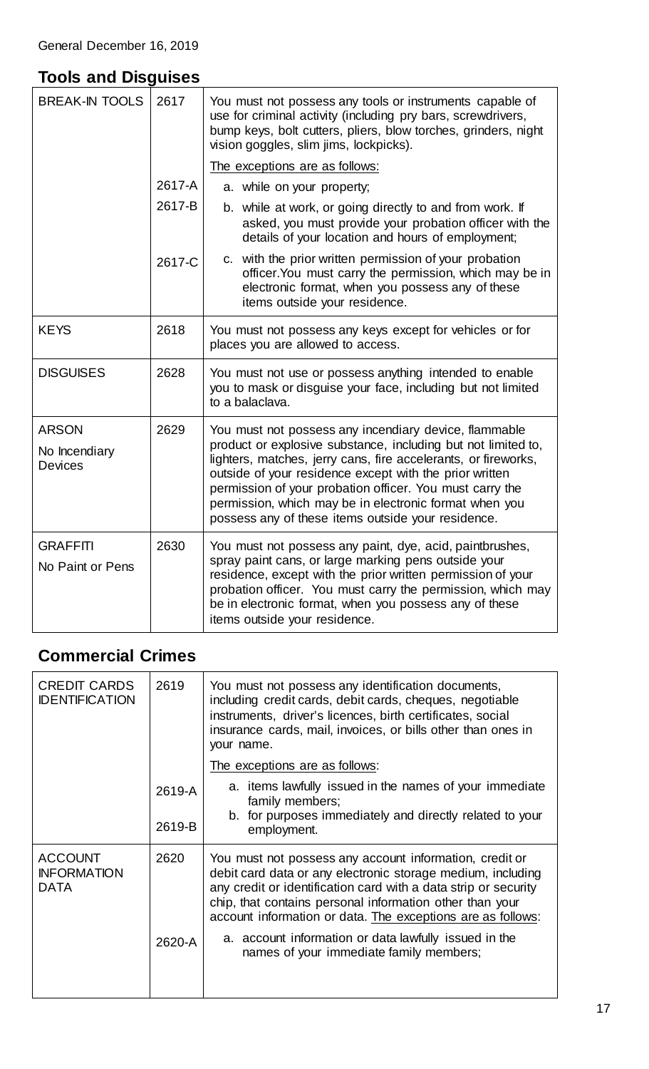General December 16, 2019

## Tools and Disguises

| | | |
|---|---|---|
| BREAK-IN TOOLS | 2617 | You must not possess any tools or instruments capable of use for criminal activity (including pry bars, screwdrivers, bump keys, bolt cutters, pliers, blow torches, grinders, night vision goggles, slim jims, lockpicks). |
| | | The exceptions are as follows: |
| | 2617-A | a. while on your property; |
| | 2617-B | b. while at work, or going directly to and from work. If asked, you must provide your probation officer with the details of your location and hours of employment; |
| | 2617-C | c. with the prior written permission of your probation officer. You must carry the permission, which may be in electronic format, when you possess any of these items outside your residence. |
| KEYS | 2618 | You must not possess any keys except for vehicles or for places you are allowed to access. |
| DISGUISES | 2628 | You must not use or possess anything intended to enable you to mask or disguise your face, including but not limited to a balaclava. |
| ARSON<br>No Incendiary Devices | 2629 | You must not possess any incendiary device, flammable product or explosive substance, including but not limited to, lighters, matches, jerry cans, fire accelerants, or fireworks, outside of your residence except with the prior written permission of your probation officer. You must carry the permission, which may be in electronic format when you possess any of these items outside your residence. |
| GRAFFITI<br>No Paint or Pens | 2630 | You must not possess any paint, dye, acid, paintbrushes, spray paint cans, or large marking pens outside your residence, except with the prior written permission of your probation officer. You must carry the permission, which may be in electronic format, when you possess any of these items outside your residence. |

## Commercial Crimes

| | | |
|---|---|---|
| CREDIT CARDS IDENTIFICATION | 2619 | You must not possess any identification documents, including credit cards, debit cards, cheques, negotiable instruments, driver's licences, birth certificates, social insurance cards, mail, invoices, or bills other than ones in your name. |
| | | The exceptions are as follows: |
| | 2619-A | a. items lawfully issued in the names of your immediate family members; |
| | 2619-B | b. for purposes immediately and directly related to your employment. |
| ACCOUNT INFORMATION DATA | 2620 | You must not possess any account information, credit or debit card data or any electronic storage medium, including any credit or identification card with a data strip or security chip, that contains personal information other than your account information or data. The exceptions are as follows: |
| | 2620-A | a. account information or data lawfully issued in the names of your immediate family members; |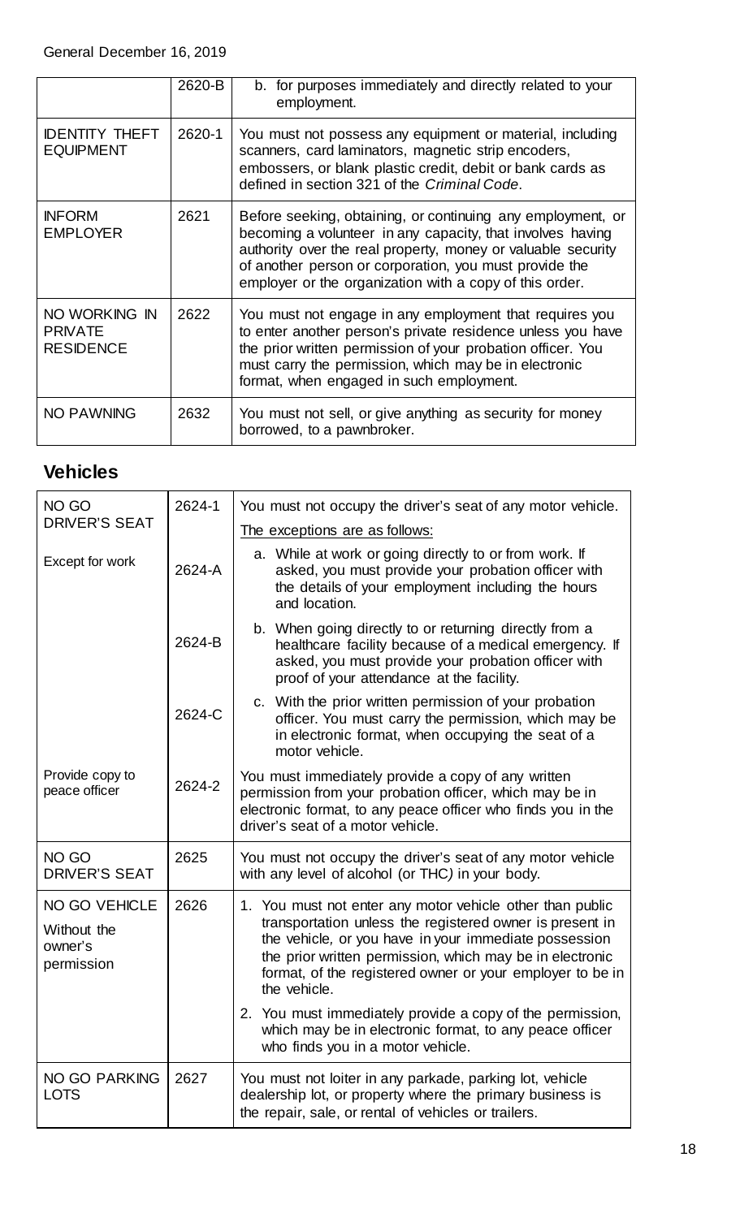|  |  |  |
|---|---|---|
|  | 2620-B | b. for purposes immediately and directly related to your employment. |
| IDENTITY THEFT EQUIPMENT | 2620-1 | You must not possess any equipment or material, including scanners, card laminators, magnetic strip encoders, embossers, or blank plastic credit, debit or bank cards as defined in section 321 of the *Criminal Code*. |
| INFORM EMPLOYER | 2621 | Before seeking, obtaining, or continuing any employment, or becoming a volunteer in any capacity, that involves having authority over the real property, money or valuable security of another person or corporation, you must provide the employer or the organization with a copy of this order. |
| NO WORKING IN PRIVATE RESIDENCE | 2622 | You must not engage in any employment that requires you to enter another person's private residence unless you have the prior written permission of your probation officer. You must carry the permission, which may be in electronic format, when engaged in such employment. |
| NO PAWNING | 2632 | You must not sell, or give anything as security for money borrowed, to a pawnbroker. |

## Vehicles

|  |  |  |
|---|---|---|
| NO GO DRIVER'S SEAT | 2624-1 | You must not occupy the driver's seat of any motor vehicle. <br> <u>The exceptions are as follows:</u> |
| Except for work | 2624-A | a. While at work or going directly to or from work. If asked, you must provide your probation officer with the details of your employment including the hours and location. |
|  | 2624-B | b. When going directly to or returning directly from a healthcare facility because of a medical emergency. If asked, you must provide your probation officer with proof of your attendance at the facility. |
|  | 2624-C | c. With the prior written permission of your probation officer. You must carry the permission, which may be in electronic format, when occupying the seat of a motor vehicle. |
| Provide copy to peace officer | 2624-2 | You must immediately provide a copy of any written permission from your probation officer, which may be in electronic format, to any peace officer who finds you in the driver's seat of a motor vehicle. |
| NO GO DRIVER'S SEAT | 2625 | You must not occupy the driver's seat of any motor vehicle with any level of alcohol (or THC) in your body. |
| NO GO VEHICLE <br> Without the owner's permission | 2626 | 1. You must not enter any motor vehicle other than public transportation unless the registered owner is present in the vehicle, or you have in your immediate possession the prior written permission, which may be in electronic format, of the registered owner or your employer to be in the vehicle. <br> 2. You must immediately provide a copy of the permission, which may be in electronic format, to any peace officer who finds you in a motor vehicle. |
| NO GO PARKING LOTS | 2627 | You must not loiter in any parkade, parking lot, vehicle dealership lot, or property where the primary business is the repair, sale, or rental of vehicles or trailers. |